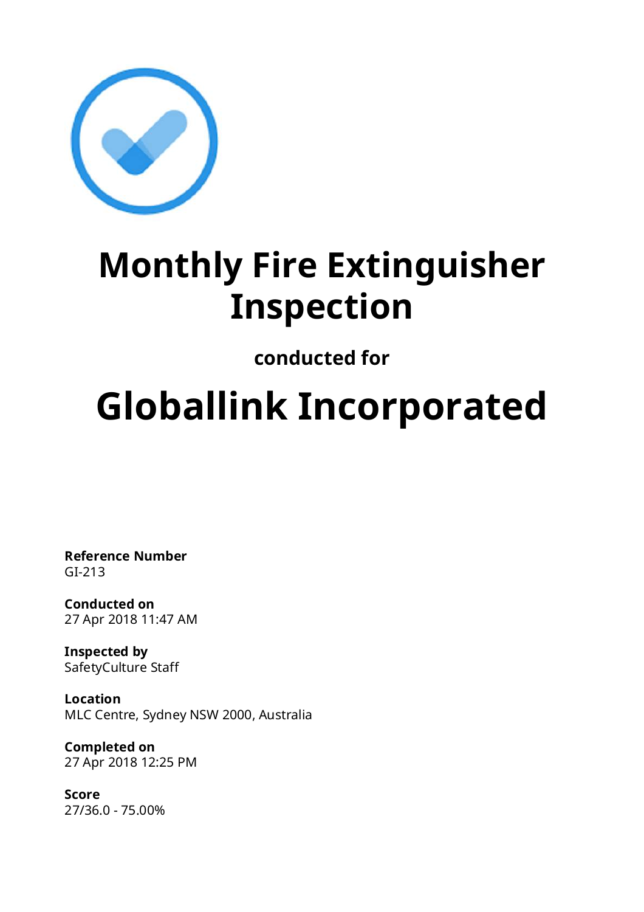# Monthly Fire Extinguisher Inspection

**conducted for**

# Globallink Incorporated

**Reference Number**
GI-213

**Conducted on**
27 Apr 2018 11:47 AM

**Inspected by**
SafetyCulture Staff

**Location**
MLC Centre, Sydney NSW 2000, Australia

**Completed on**
27 Apr 2018 12:25 PM

**Score**
27/36.0 - 75.00%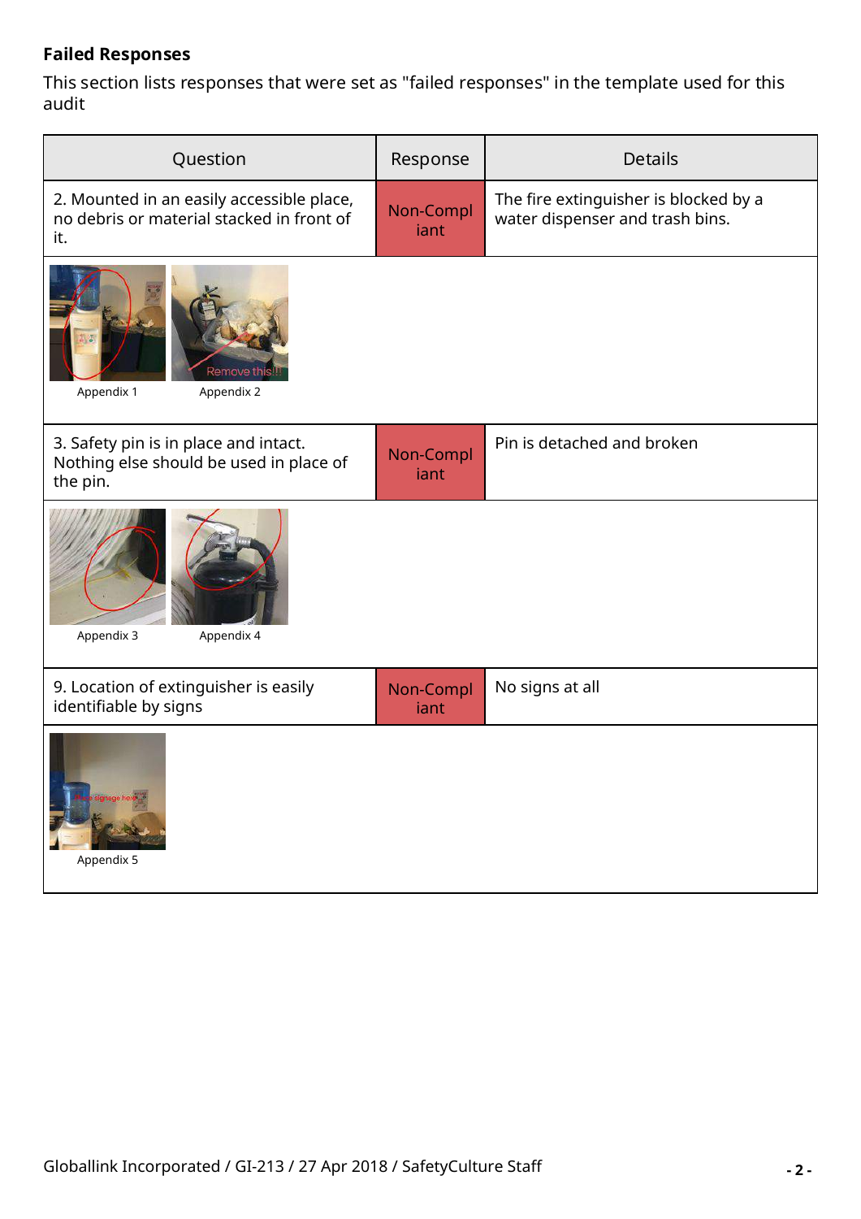**Failed Responses**

This section lists responses that were set as "failed responses" in the template used for this audit

| Question | Response | Details |
|---|---|---|
| 2. Mounted in an easily accessible place, no debris or material stacked in front of it. | Non-Compliant | The fire extinguisher is blocked by a water dispenser and trash bins. |
| Appendix 1 Appendix 2 | | |
| 3. Safety pin is in place and intact. Nothing else should be used in place of the pin. | Non-Compliant | Pin is detached and broken |
| Appendix 3 Appendix 4 | | |
| 9. Location of extinguisher is easily identifiable by signs | Non-Compliant | No signs at all |
| Appendix 5 | | |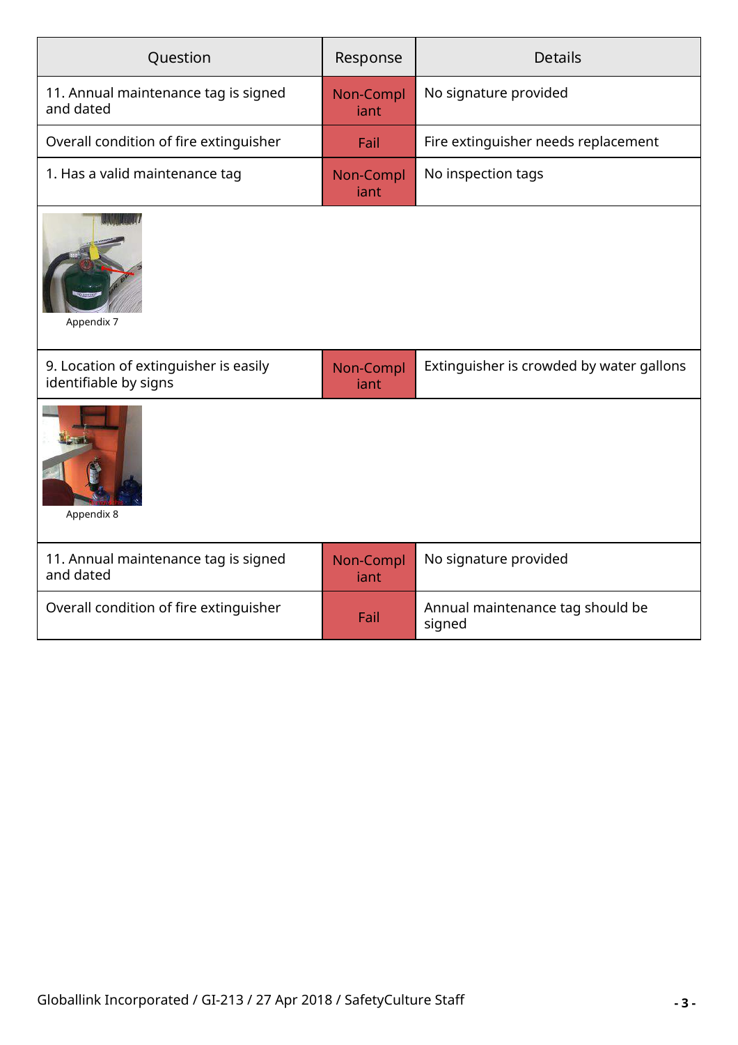| Question | Response | Details |
| --- | --- | --- |
| 11. Annual maintenance tag is signed and dated | Non-Compliant | No signature provided |
| Overall condition of fire extinguisher | Fail | Fire extinguisher needs replacement |
| 1. Has a valid maintenance tag | Non-Compliant | No inspection tags |
| Appendix 7 | | |
| 9. Location of extinguisher is easily identifiable by signs | Non-Compliant | Extinguisher is crowded by water gallons |
| Appendix 8 | | |
| 11. Annual maintenance tag is signed and dated | Non-Compliant | No signature provided |
| Overall condition of fire extinguisher | Fail | Annual maintenance tag should be signed |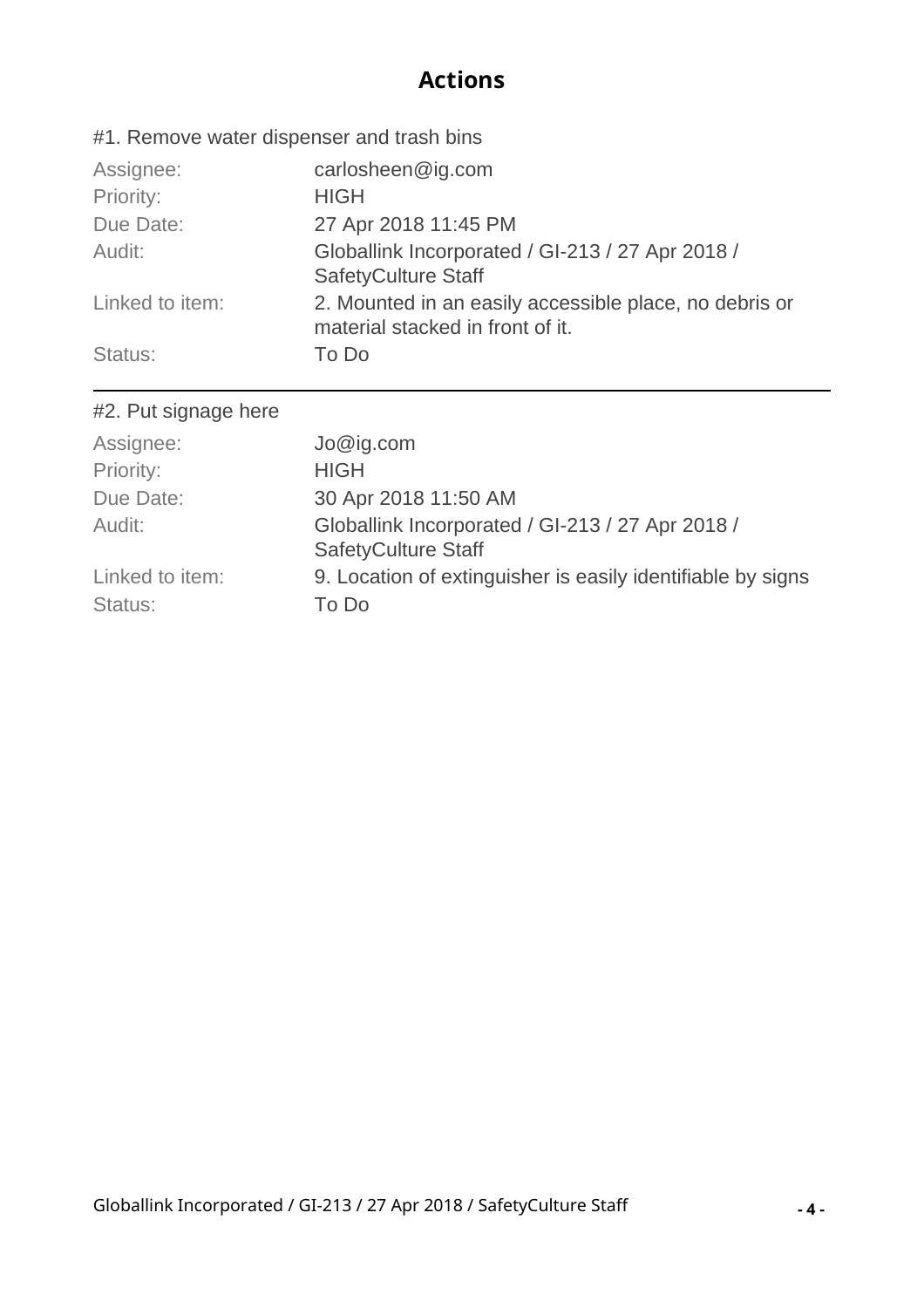# Actions

#1. Remove water dispenser and trash bins

| | |
|---|---|
| Assignee: | carlosheen@ig.com |
| Priority: | HIGH |
| Due Date: | 27 Apr 2018 11:45 PM |
| Audit: | Globallink Incorporated / GI-213 / 27 Apr 2018 / SafetyCulture Staff |
| Linked to item: | 2. Mounted in an easily accessible place, no debris or material stacked in front of it. |
| Status: | To Do |

---

#2. Put signage here

| | |
|---|---|
| Assignee: | Jo@ig.com |
| Priority: | HIGH |
| Due Date: | 30 Apr 2018 11:50 AM |
| Audit: | Globallink Incorporated / GI-213 / 27 Apr 2018 / SafetyCulture Staff |
| Linked to item: | 9. Location of extinguisher is easily identifiable by signs |
| Status: | To Do |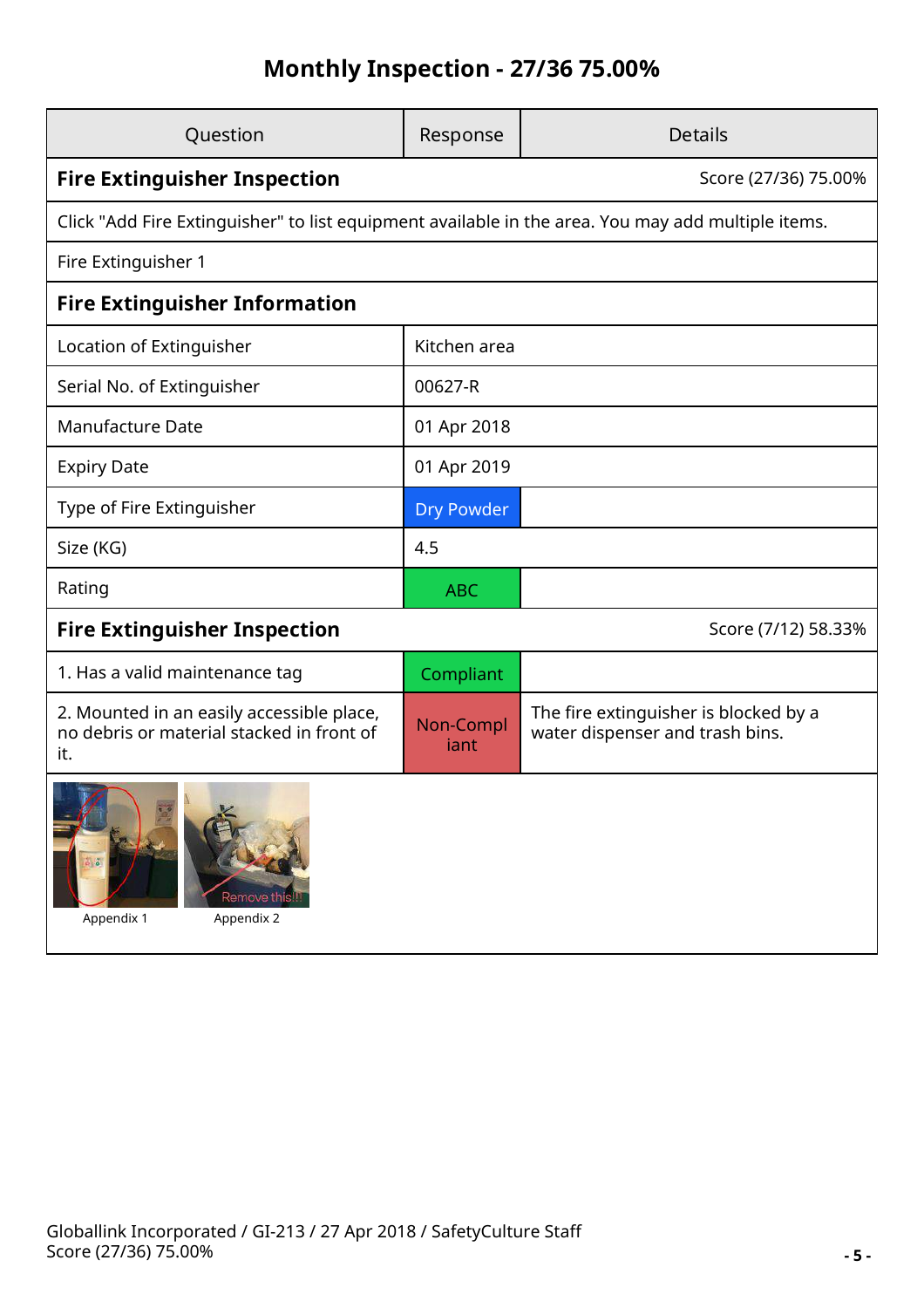# Monthly Inspection - 27/36 75.00%

| Question | Response | Details |
|---|---|---|
| **Fire Extinguisher Inspection** | | Score (27/36) 75.00% |
| Click "Add Fire Extinguisher" to list equipment available in the area. You may add multiple items. | | |
| Fire Extinguisher 1 | | |
| **Fire Extinguisher Information** | | |
| Location of Extinguisher | Kitchen area | |
| Serial No. of Extinguisher | 00627-R | |
| Manufacture Date | 01 Apr 2018 | |
| Expiry Date | 01 Apr 2019 | |
| Type of Fire Extinguisher | Dry Powder | |
| Size (KG) | 4.5 | |
| Rating | ABC | |
| **Fire Extinguisher Inspection** | | Score (7/12) 58.33% |
| 1. Has a valid maintenance tag | Compliant | |
| 2. Mounted in an easily accessible place, no debris or material stacked in front of it. | Non-Compliant | The fire extinguisher is blocked by a water dispenser and trash bins. |

Appendix 1 Appendix 2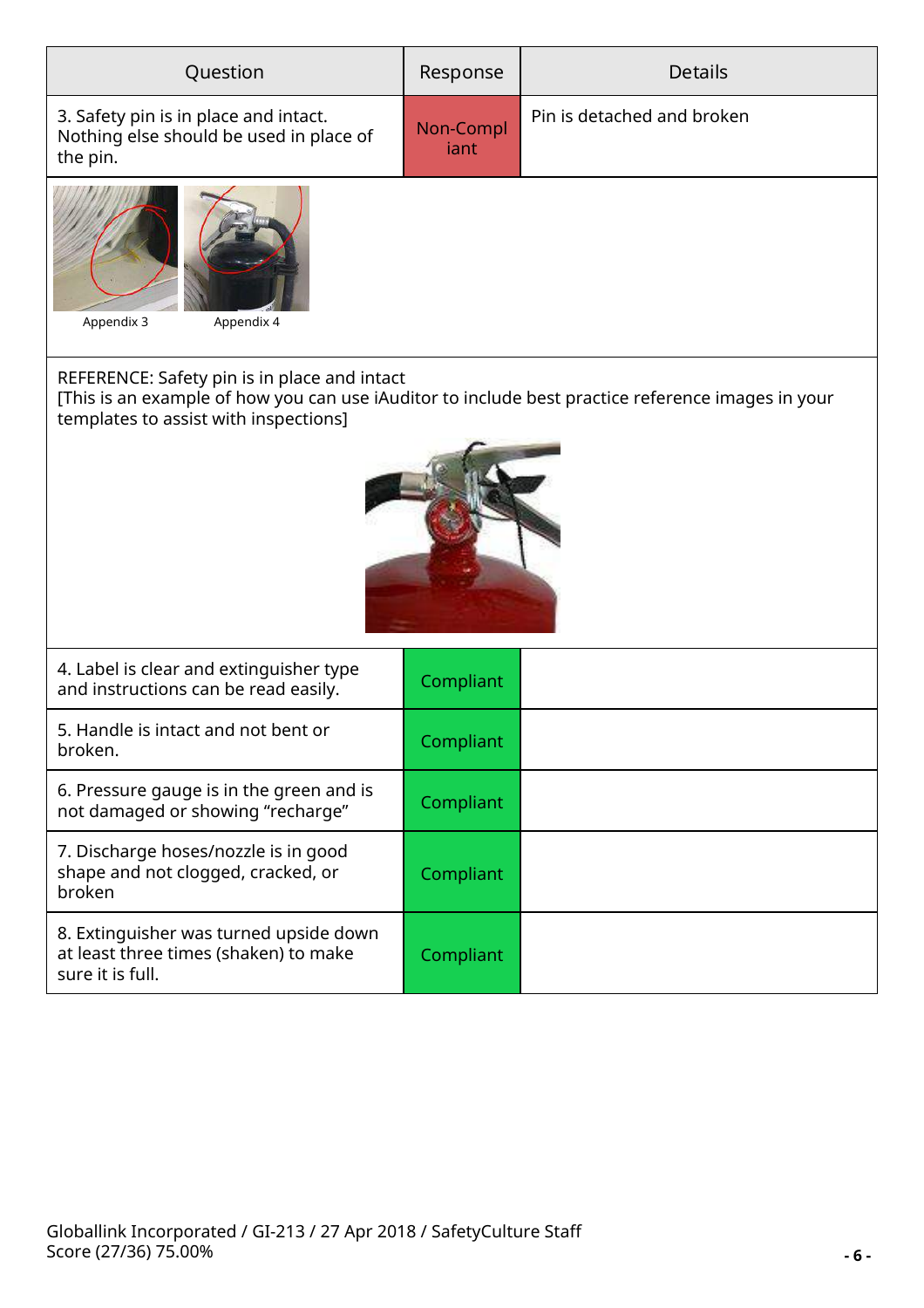| Question | Response | Details |
| --- | --- | --- |
| 3. Safety pin is in place and intact. Nothing else should be used in place of the pin. | Non-Compliant | Pin is detached and broken |

Appendix 3 Appendix 4

REFERENCE: Safety pin is in place and intact
[This is an example of how you can use iAuditor to include best practice reference images in your templates to assist with inspections]

| Question | Response | Details |
| --- | --- | --- |
| 4. Label is clear and extinguisher type and instructions can be read easily. | Compliant | |
| 5. Handle is intact and not bent or broken. | Compliant | |
| 6. Pressure gauge is in the green and is not damaged or showing "recharge" | Compliant | |
| 7. Discharge hoses/nozzle is in good shape and not clogged, cracked, or broken | Compliant | |
| 8. Extinguisher was turned upside down at least three times (shaken) to make sure it is full. | Compliant | |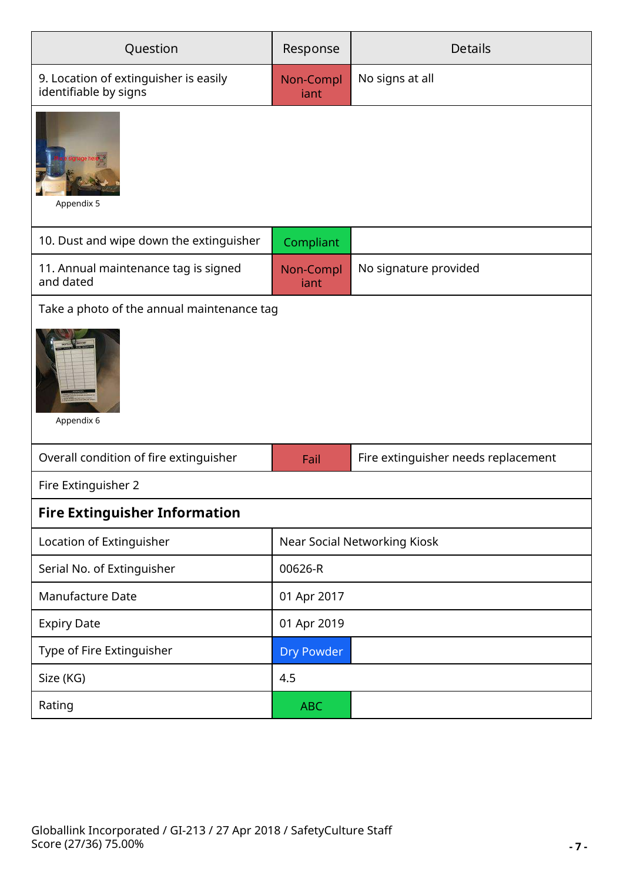| Question | Response | Details |
|---|---|---|
| 9. Location of extinguisher is easily identifiable by signs | Non-Compliant | No signs at all |

Appendix 5

| Question | Response | Details |
|---|---|---|
| 10. Dust and wipe down the extinguisher | Compliant | |
| 11. Annual maintenance tag is signed and dated | Non-Compliant | No signature provided |

Take a photo of the annual maintenance tag

Appendix 6

| Question | Response | Details |
|---|---|---|
| Overall condition of fire extinguisher | Fail | Fire extinguisher needs replacement |

Fire Extinguisher 2

**Fire Extinguisher Information**

| | |
|---|---|
| Location of Extinguisher | Near Social Networking Kiosk |
| Serial No. of Extinguisher | 00626-R |
| Manufacture Date | 01 Apr 2017 |
| Expiry Date | 01 Apr 2019 |
| Type of Fire Extinguisher | Dry Powder |
| Size (KG) | 4.5 |
| Rating | ABC |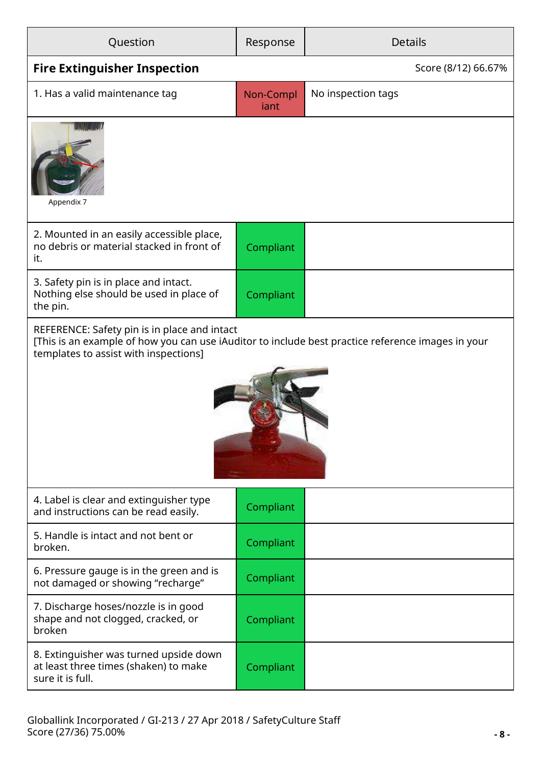| Question | Response | Details |
|---|---|---|
| **Fire Extinguisher Inspection** | | Score (8/12) 66.67% |
| 1. Has a valid maintenance tag | Non-Compliant | No inspection tags |
| Appendix 7 | | |
| 2. Mounted in an easily accessible place, no debris or material stacked in front of it. | Compliant | |
| 3. Safety pin is in place and intact. Nothing else should be used in place of the pin. | Compliant | |
| REFERENCE: Safety pin is in place and intact [This is an example of how you can use iAuditor to include best practice reference images in your templates to assist with inspections] | | |
| 4. Label is clear and extinguisher type and instructions can be read easily. | Compliant | |
| 5. Handle is intact and not bent or broken. | Compliant | |
| 6. Pressure gauge is in the green and is not damaged or showing "recharge" | Compliant | |
| 7. Discharge hoses/nozzle is in good shape and not clogged, cracked, or broken | Compliant | |
| 8. Extinguisher was turned upside down at least three times (shaken) to make sure it is full. | Compliant | |

Globallink Incorporated / GI-213 / 27 Apr 2018 / SafetyCulture Staff
Score (27/36) 75.00%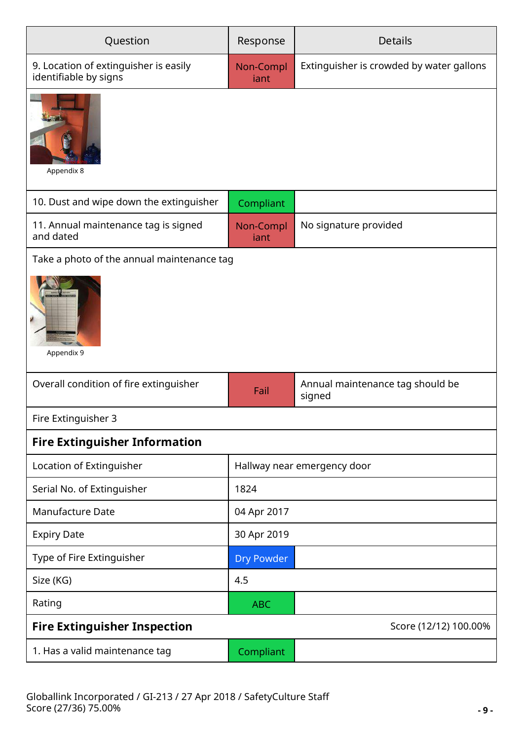| Question | Response | Details |
| --- | --- | --- |
| 9. Location of extinguisher is easily identifiable by signs | Non-Compliant | Extinguisher is crowded by water gallons |

Appendix 8

| | | |
| --- | --- | --- |
| 10. Dust and wipe down the extinguisher | Compliant | |
| 11. Annual maintenance tag is signed and dated | Non-Compliant | No signature provided |

Take a photo of the annual maintenance tag

Appendix 9

| | | |
| --- | --- | --- |
| Overall condition of fire extinguisher | Fail | Annual maintenance tag should be signed |

Fire Extinguisher 3

## Fire Extinguisher Information

| | |
| --- | --- |
| Location of Extinguisher | Hallway near emergency door |
| Serial No. of Extinguisher | 1824 |
| Manufacture Date | 04 Apr 2017 |
| Expiry Date | 30 Apr 2019 |
| Type of Fire Extinguisher | Dry Powder |
| Size (KG) | 4.5 |
| Rating | ABC |

## Fire Extinguisher Inspection

Score (12/12) 100.00%

| | | |
| --- | --- | --- |
| 1. Has a valid maintenance tag | Compliant | |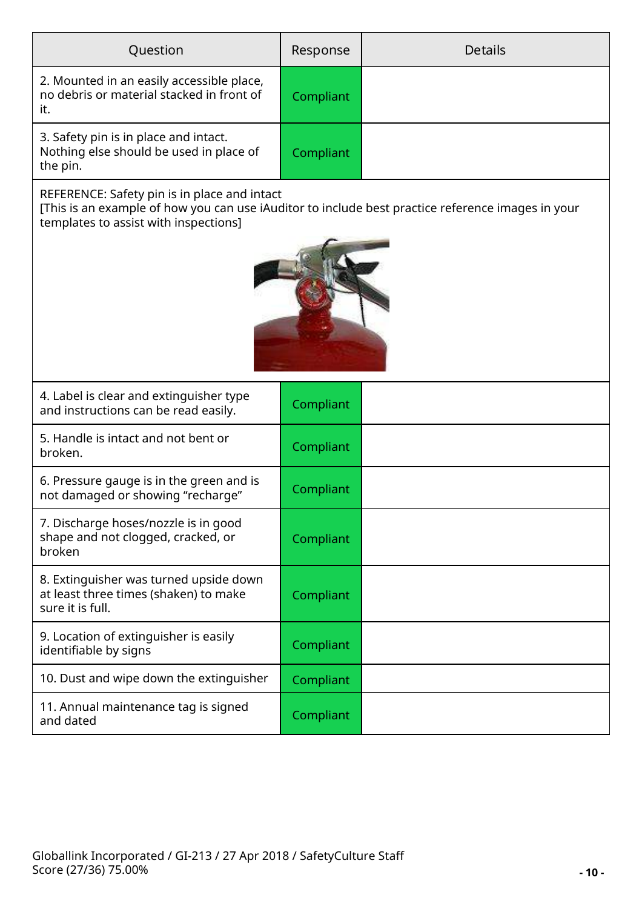| Question | Response | Details |
| --- | --- | --- |
| 2. Mounted in an easily accessible place, no debris or material stacked in front of it. | Compliant | |
| 3. Safety pin is in place and intact. Nothing else should be used in place of the pin. | Compliant | |
| REFERENCE: Safety pin is in place and intact [This is an example of how you can use iAuditor to include best practice reference images in your templates to assist with inspections] | | |
| 4. Label is clear and extinguisher type and instructions can be read easily. | Compliant | |
| 5. Handle is intact and not bent or broken. | Compliant | |
| 6. Pressure gauge is in the green and is not damaged or showing “recharge” | Compliant | |
| 7. Discharge hoses/nozzle is in good shape and not clogged, cracked, or broken | Compliant | |
| 8. Extinguisher was turned upside down at least three times (shaken) to make sure it is full. | Compliant | |
| 9. Location of extinguisher is easily identifiable by signs | Compliant | |
| 10. Dust and wipe down the extinguisher | Compliant | |
| 11. Annual maintenance tag is signed and dated | Compliant | |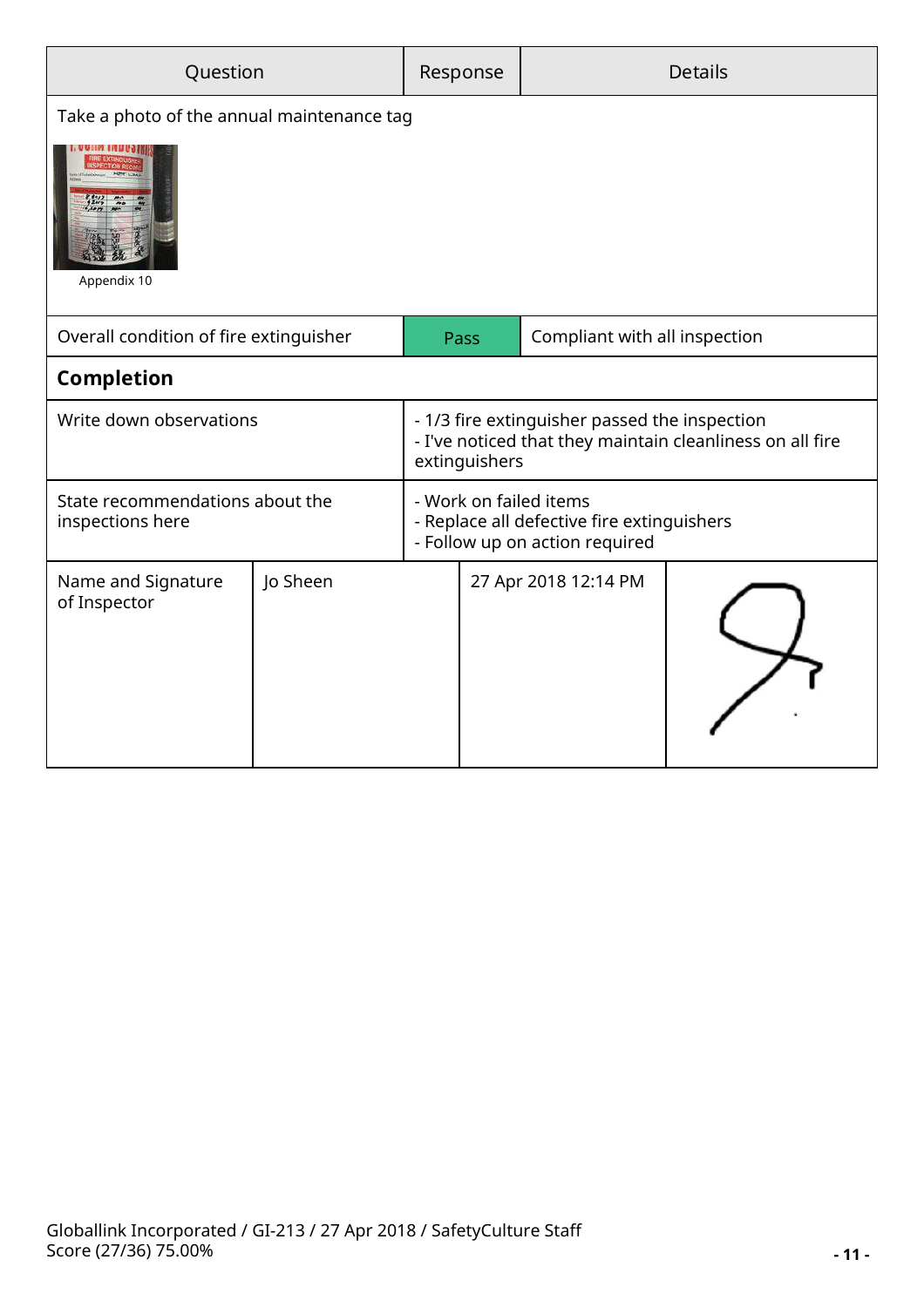| Question | Response | Details |
| --- | --- | --- |
| Take a photo of the annual maintenance tag | | |
| Appendix 10 | | |
| Overall condition of fire extinguisher | Pass | Compliant with all inspection |

## Completion

| | |
| --- | --- |
| Write down observations | - 1/3 fire extinguisher passed the inspection<br>- I've noticed that they maintain cleanliness on all fire extinguishers |
| State recommendations about the inspections here | - Work on failed items<br>- Replace all defective fire extinguishers<br>- Follow up on action required |

| | | | |
| --- | --- | --- | --- |
| Name and Signature of Inspector | Jo Sheen | 27 Apr 2018 12:14 PM | |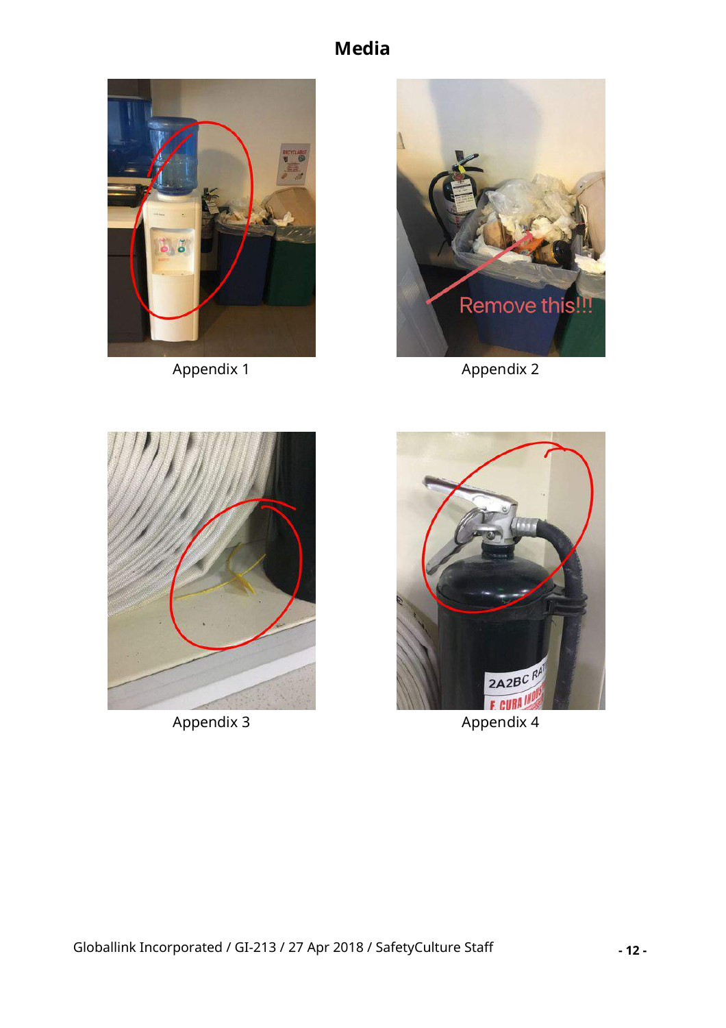## Media

Appendix 1

Appendix 2

Appendix 3

Appendix 4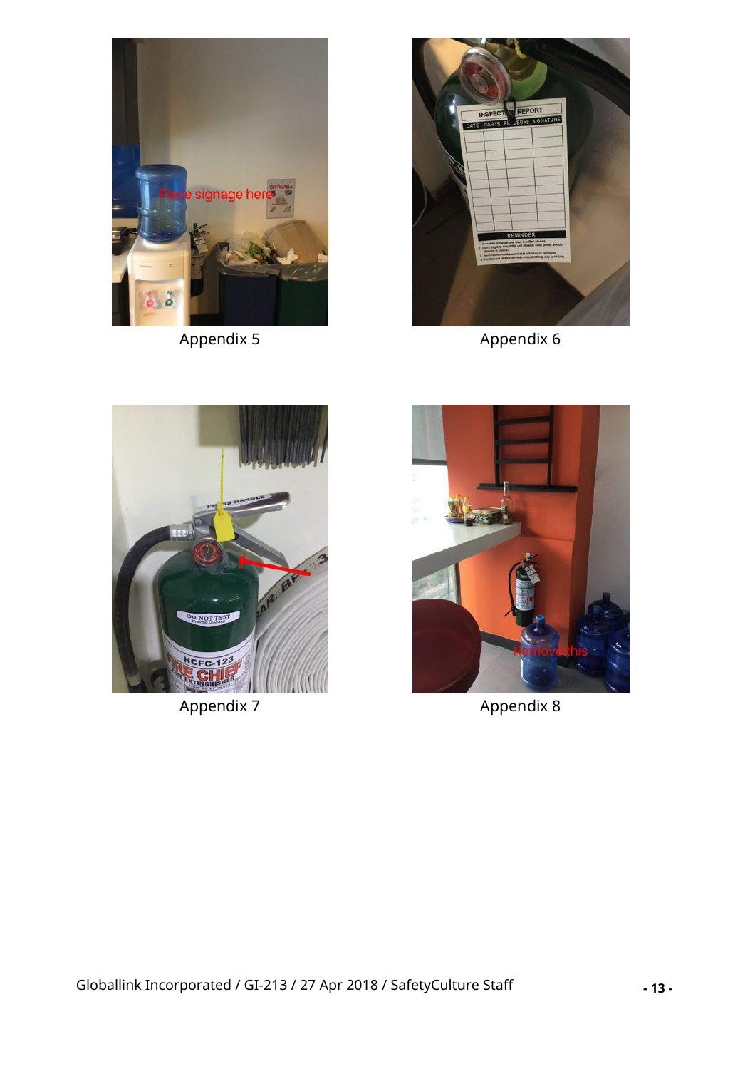Appendix 5

Appendix 6

Appendix 7

Appendix 8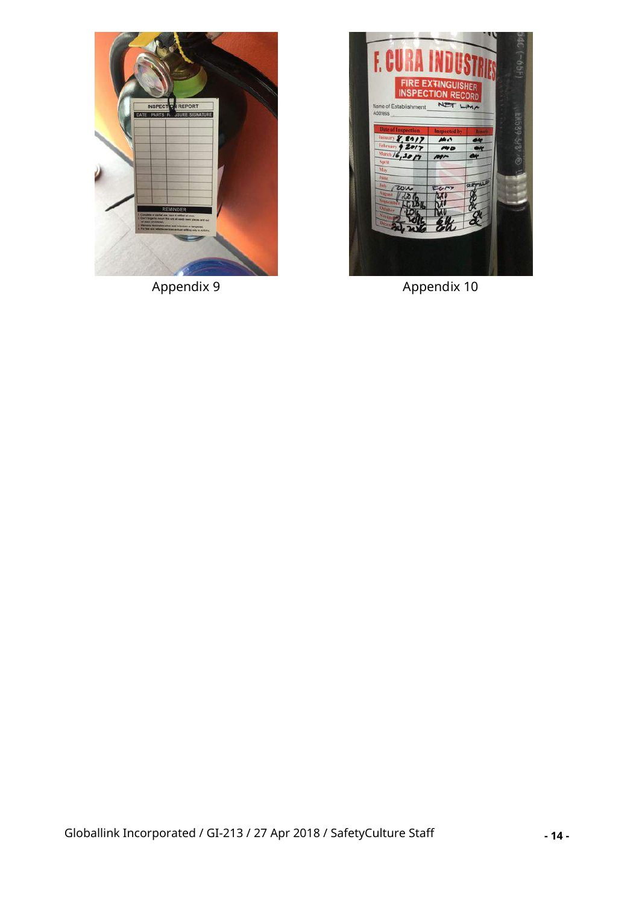Appendix 9

Appendix 10